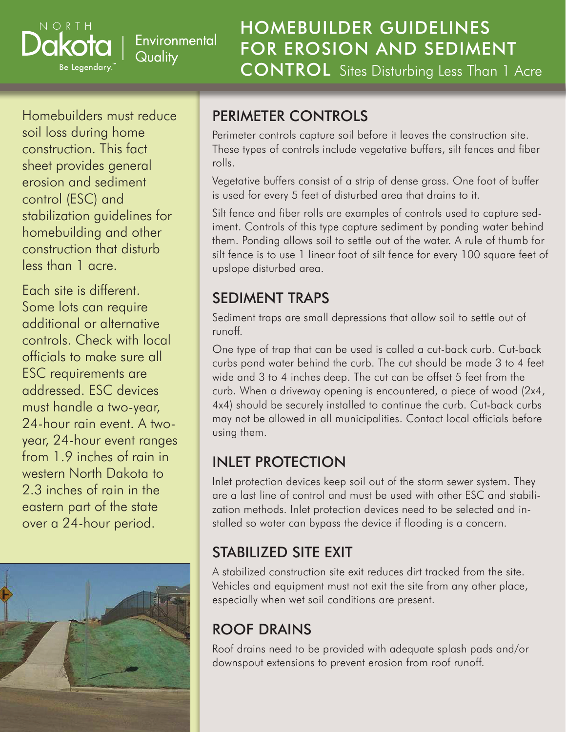# HOMEBUILDER GUIDELINES FOR EROSION AND SEDIMENT CONTROL Sites Disturbing Less Than 1 Acre

Homebuilders must reduce soil loss during home construction. This fact sheet provides general erosion and sediment control (ESC) and stabilization guidelines for homebuilding and other construction that disturb less than 1 acre.

Each site is different. Some lots can require additional or alternative controls. Check with local officials to make sure all ESC requirements are addressed. ESC devices must handle a two-year, 24-hour rain event. A two-year, 24-hour event ranges from 1.9 inches of rain in western North Dakota to 2.3 inches of rain in the eastern part of the state over a 24-hour period.

## PERIMETER CONTROLS

Perimeter controls capture soil before it leaves the construction site. These types of controls include vegetative buffers, silt fences and fiber rolls.

Vegetative buffers consist of a strip of dense grass. One foot of buffer is used for every 5 feet of disturbed area that drains to it.

Silt fence and fiber rolls are examples of controls used to capture sediment. Controls of this type capture sediment by ponding water behind them. Ponding allows soil to settle out of the water. A rule of thumb for silt fence is to use 1 linear foot of silt fence for every 100 square feet of upslope disturbed area.

## SEDIMENT TRAPS

Sediment traps are small depressions that allow soil to settle out of runoff.

One type of trap that can be used is called a cut-back curb. Cut-back curbs pond water behind the curb. The cut should be made 3 to 4 feet wide and 3 to 4 inches deep. The cut can be offset 5 feet from the curb. When a driveway opening is encountered, a piece of wood (2x4, 4x4) should be securely installed to continue the curb. Cut-back curbs may not be allowed in all municipalities. Contact local officials before using them.

## INLET PROTECTION

Inlet protection devices keep soil out of the storm sewer system. They are a last line of control and must be used with other ESC and stabilization methods. Inlet protection devices need to be selected and installed so water can bypass the device if flooding is a concern.

## STABILIZED SITE EXIT

A stabilized construction site exit reduces dirt tracked from the site. Vehicles and equipment must not exit the site from any other place, especially when wet soil conditions are present.

## ROOF DRAINS

Roof drains need to be provided with adequate splash pads and/or downspout extensions to prevent erosion from roof runoff.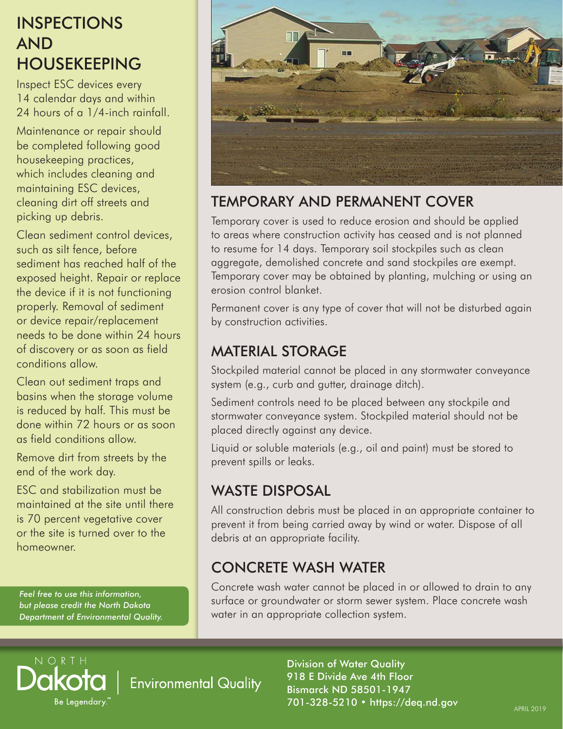## INSPECTIONS AND HOUSEKEEPING

Inspect ESC devices every 14 calendar days and within 24 hours of a 1/4-inch rainfall.

Maintenance or repair should be completed following good housekeeping practices, which includes cleaning and maintaining ESC devices, cleaning dirt off streets and picking up debris.

Clean sediment control devices, such as silt fence, before sediment has reached half of the exposed height. Repair or replace the device if it is not functioning properly. Removal of sediment or device repair/replacement needs to be done within 24 hours of discovery or as soon as field conditions allow.

Clean out sediment traps and basins when the storage volume is reduced by half. This must be done within 72 hours or as soon as field conditions allow.

Remove dirt from streets by the end of the work day.

ESC and stabilization must be maintained at the site until there is 70 percent vegetative cover or the site is turned over to the homeowner.

*Feel free to use this information, but please credit the North Dakota Department of Environmental Quality.*

## TEMPORARY AND PERMANENT COVER

Temporary cover is used to reduce erosion and should be applied to areas where construction activity has ceased and is not planned to resume for 14 days. Temporary soil stockpiles such as clean aggregate, demolished concrete and sand stockpiles are exempt. Temporary cover may be obtained by planting, mulching or using an erosion control blanket.

Permanent cover is any type of cover that will not be disturbed again by construction activities.

## MATERIAL STORAGE

Stockpiled material cannot be placed in any stormwater conveyance system (e.g., curb and gutter, drainage ditch).

Sediment controls need to be placed between any stockpile and stormwater conveyance system. Stockpiled material should not be placed directly against any device.

Liquid or soluble materials (e.g., oil and paint) must be stored to prevent spills or leaks.

## WASTE DISPOSAL

All construction debris must be placed in an appropriate container to prevent it from being carried away by wind or water. Dispose of all debris at an appropriate facility.

## CONCRETE WASH WATER

Concrete wash water cannot be placed in or allowed to drain to any surface or groundwater or storm sewer system. Place concrete wash water in an appropriate collection system.

NORTH Dakota | Environmental Quality
Be Legendary.™

Division of Water Quality
918 E Divide Ave 4th Floor
Bismarck ND 58501-1947
701-328-5210 • https://deq.nd.gov

APRIL 2019